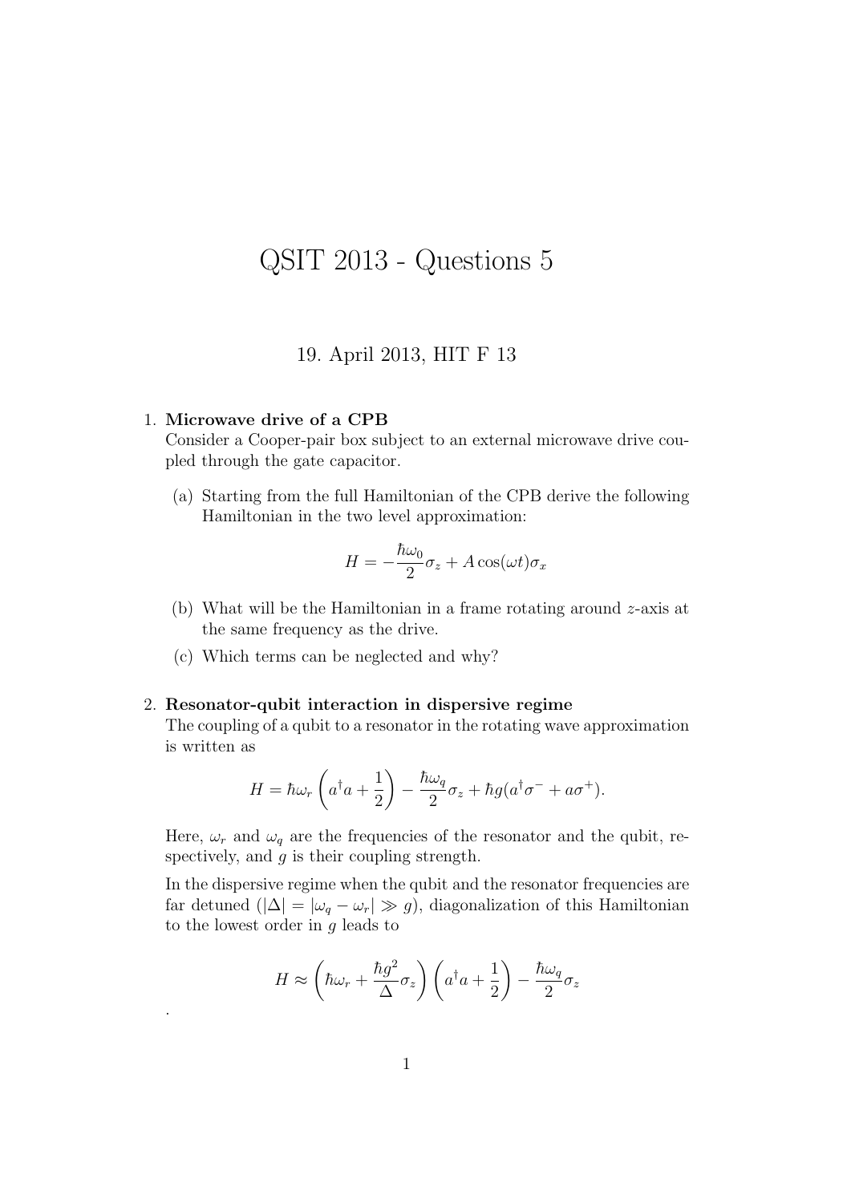# QSIT 2013 - Questions 5

19. April 2013, HIT F 13

1. **Microwave drive of a CPB**
   Consider a Cooper-pair box subject to an external microwave drive coupled through the gate capacitor.

   (a) Starting from the full Hamiltonian of the CPB derive the following Hamiltonian in the two level approximation:

   $$H = -\frac{\hbar\omega_0}{2}\sigma_z + A\cos(\omega t)\sigma_x$$

   (b) What will be the Hamiltonian in a frame rotating around $z$-axis at the same frequency as the drive.

   (c) Which terms can be neglected and why?

2. **Resonator-qubit interaction in dispersive regime**
   The coupling of a qubit to a resonator in the rotating wave approximation is written as

   $$H = \hbar\omega_r\left(a^\dagger a + \frac{1}{2}\right) - \frac{\hbar\omega_q}{2}\sigma_z + \hbar g(a^\dagger\sigma^- + a\sigma^+).$$

   Here, $\omega_r$ and $\omega_q$ are the frequencies of the resonator and the qubit, respectively, and $g$ is their coupling strength.

   In the dispersive regime when the qubit and the resonator frequencies are far detuned ($|\Delta| = |\omega_q - \omega_r| \gg g$), diagonalization of this Hamiltonian to the lowest order in $g$ leads to

   $$H \approx \left(\hbar\omega_r + \frac{\hbar g^2}{\Delta}\sigma_z\right)\left(a^\dagger a + \frac{1}{2}\right) - \frac{\hbar\omega_q}{2}\sigma_z$$

   .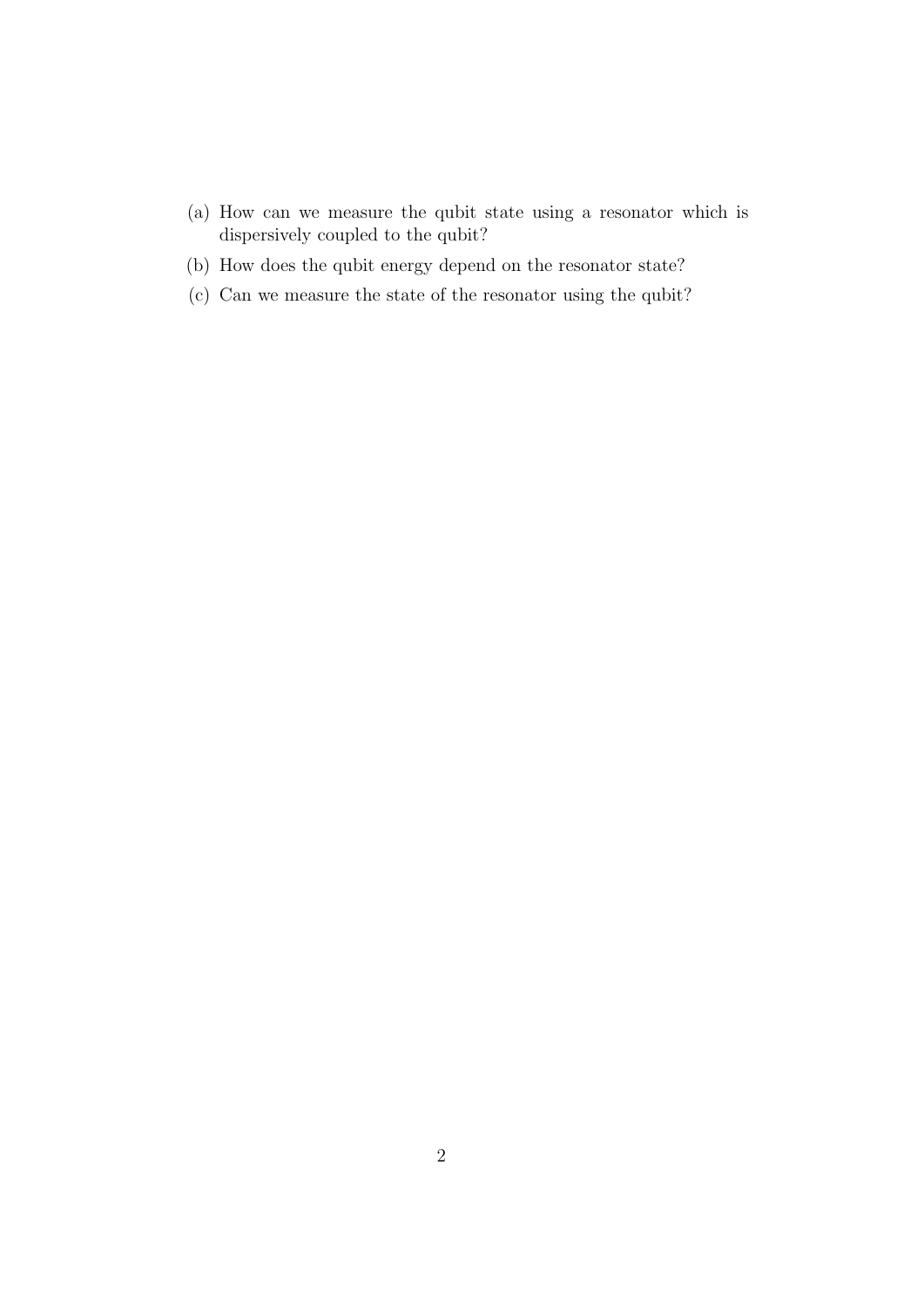(a) How can we measure the qubit state using a resonator which is dispersively coupled to the qubit?

(b) How does the qubit energy depend on the resonator state?

(c) Can we measure the state of the resonator using the qubit?